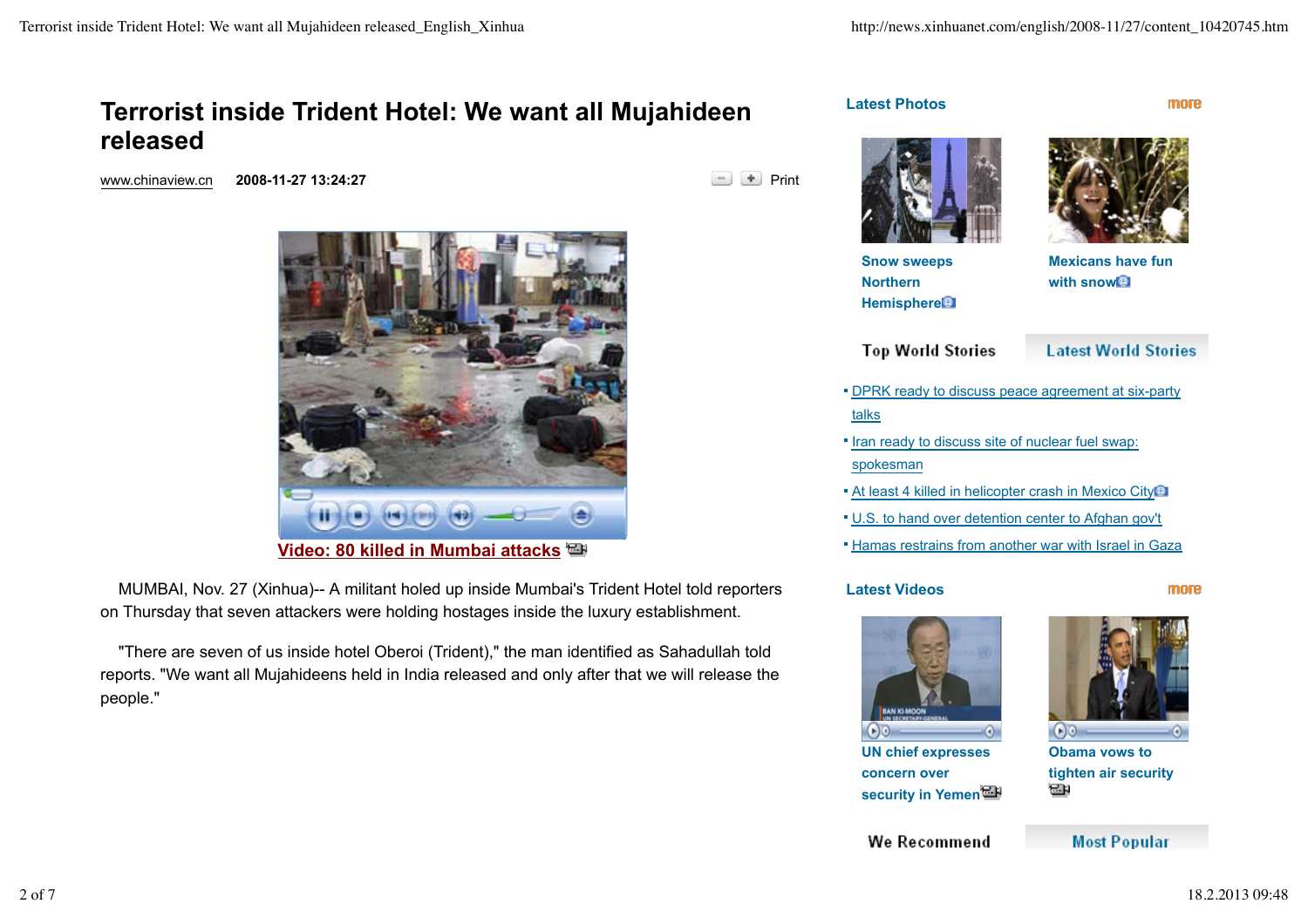# Terrorist inside Trident Hotel: We want all Mujahideen released

www.chinaview.cn 2008-11-27 13:24:27 Print

Video: 80 killed in Mumbai attacks

MUMBAI, Nov. 27 (Xinhua)-- A militant holed up inside Mumbai's Trident Hotel told reporters on Thursday that seven attackers were holding hostages inside the luxury establishment.

"There are seven of us inside hotel Oberoi (Trident)," the man identified as Sahadullah told reports. "We want all Mujahideens held in India released and only after that we will release the people."

### Latest Photos

more

Snow sweeps Northern Hemisphere

Mexicans have fun with snow

### Top World Stories | Latest World Stories

- DPRK ready to discuss peace agreement at six-party talks
- Iran ready to discuss site of nuclear fuel swap: spokesman
- At least 4 killed in helicopter crash in Mexico City
- U.S. to hand over detention center to Afghan gov't
- Hamas restrains from another war with Israel in Gaza

### Latest Videos

more

UN chief expresses concern over security in Yemen

Obama vows to tighten air security

### We Recommend | Most Popular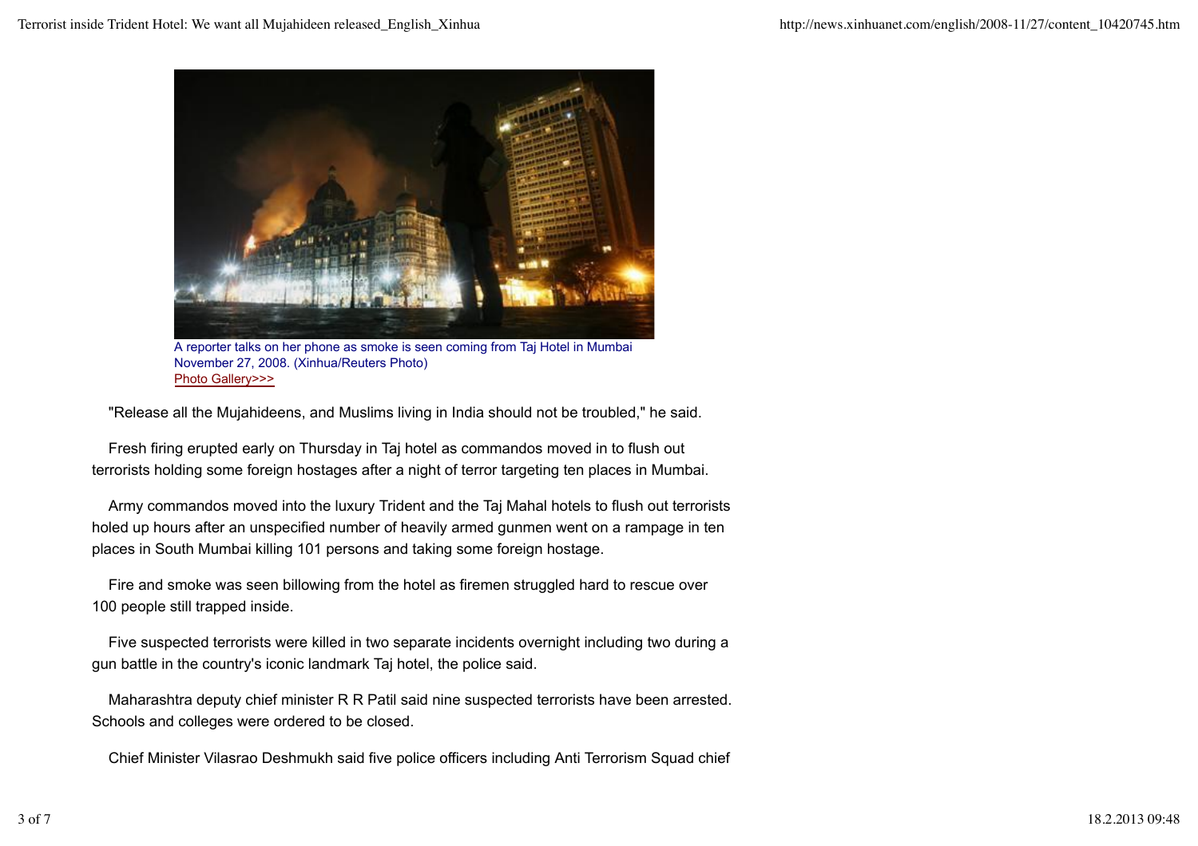A reporter talks on her phone as smoke is seen coming from Taj Hotel in Mumbai November 27, 2008. (Xinhua/Reuters Photo)
Photo Gallery>>>

"Release all the Mujahideens, and Muslims living in India should not be troubled," he said.

Fresh firing erupted early on Thursday in Taj hotel as commandos moved in to flush out terrorists holding some foreign hostages after a night of terror targeting ten places in Mumbai.

Army commandos moved into the luxury Trident and the Taj Mahal hotels to flush out terrorists holed up hours after an unspecified number of heavily armed gunmen went on a rampage in ten places in South Mumbai killing 101 persons and taking some foreign hostage.

Fire and smoke was seen billowing from the hotel as firemen struggled hard to rescue over 100 people still trapped inside.

Five suspected terrorists were killed in two separate incidents overnight including two during a gun battle in the country's iconic landmark Taj hotel, the police said.

Maharashtra deputy chief minister R R Patil said nine suspected terrorists have been arrested. Schools and colleges were ordered to be closed.

Chief Minister Vilasrao Deshmukh said five police officers including Anti Terrorism Squad chief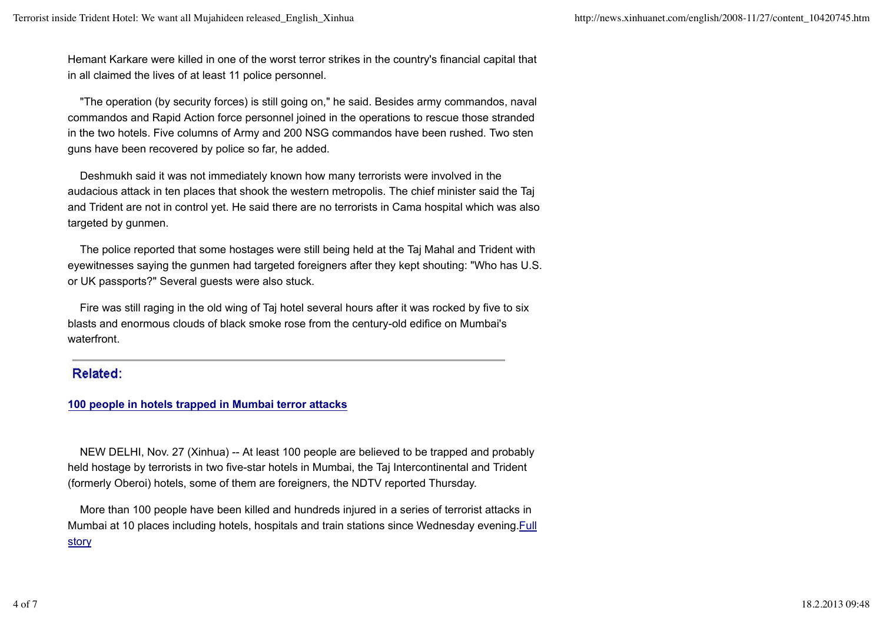Hemant Karkare were killed in one of the worst terror strikes in the country's financial capital that in all claimed the lives of at least 11 police personnel.

"The operation (by security forces) is still going on," he said. Besides army commandos, naval commandos and Rapid Action force personnel joined in the operations to rescue those stranded in the two hotels. Five columns of Army and 200 NSG commandos have been rushed. Two sten guns have been recovered by police so far, he added.

Deshmukh said it was not immediately known how many terrorists were involved in the audacious attack in ten places that shook the western metropolis. The chief minister said the Taj and Trident are not in control yet. He said there are no terrorists in Cama hospital which was also targeted by gunmen.

The police reported that some hostages were still being held at the Taj Mahal and Trident with eyewitnesses saying the gunmen had targeted foreigners after they kept shouting: "Who has U.S. or UK passports?" Several guests were also stuck.

Fire was still raging in the old wing of Taj hotel several hours after it was rocked by five to six blasts and enormous clouds of black smoke rose from the century-old edifice on Mumbai's waterfront.

---

**Related:**

**100 people in hotels trapped in Mumbai terror attacks**

NEW DELHI, Nov. 27 (Xinhua) -- At least 100 people are believed to be trapped and probably held hostage by terrorists in two five-star hotels in Mumbai, the Taj Intercontinental and Trident (formerly Oberoi) hotels, some of them are foreigners, the NDTV reported Thursday.

More than 100 people have been killed and hundreds injured in a series of terrorist attacks in Mumbai at 10 places including hotels, hospitals and train stations since Wednesday evening.Full story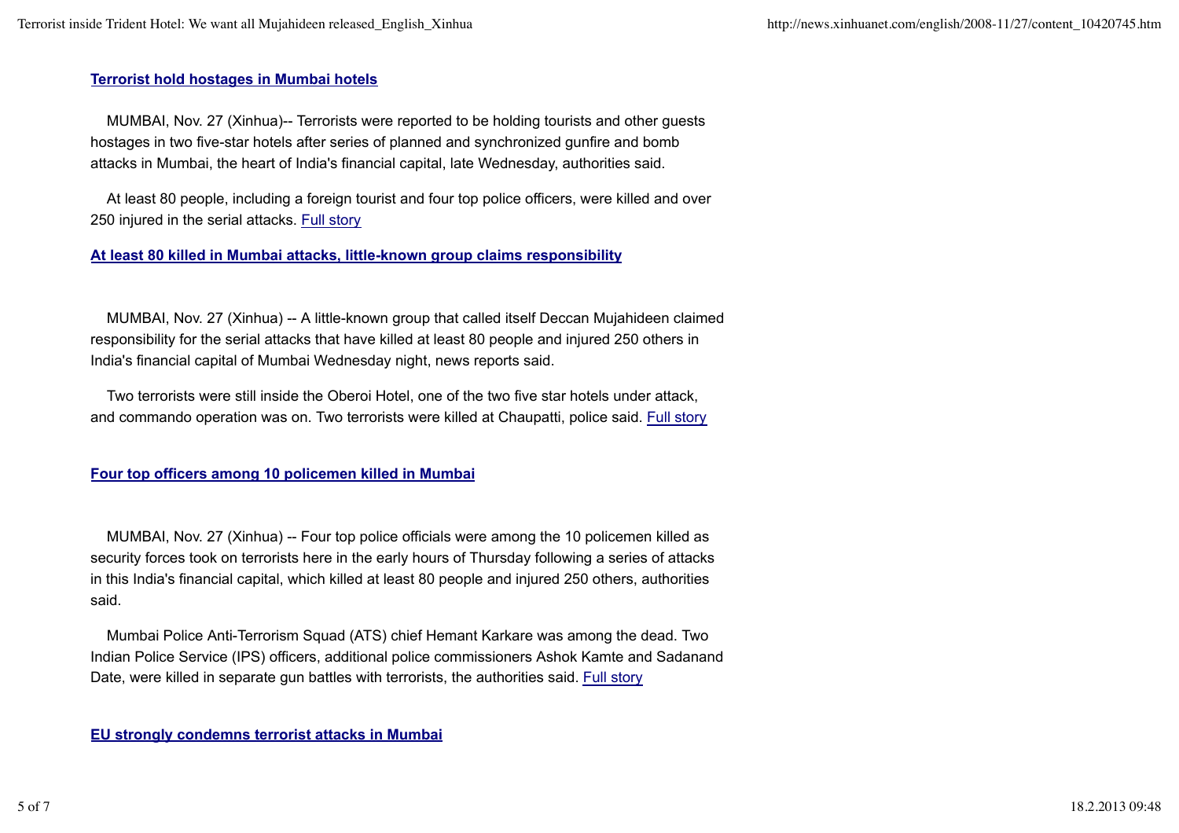### Terrorist hold hostages in Mumbai hotels

MUMBAI, Nov. 27 (Xinhua)-- Terrorists were reported to be holding tourists and other guests hostages in two five-star hotels after series of planned and synchronized gunfire and bomb attacks in Mumbai, the heart of India's financial capital, late Wednesday, authorities said.

At least 80 people, including a foreign tourist and four top police officers, were killed and over 250 injured in the serial attacks. Full story

### At least 80 killed in Mumbai attacks, little-known group claims responsibility

MUMBAI, Nov. 27 (Xinhua) -- A little-known group that called itself Deccan Mujahideen claimed responsibility for the serial attacks that have killed at least 80 people and injured 250 others in India's financial capital of Mumbai Wednesday night, news reports said.

Two terrorists were still inside the Oberoi Hotel, one of the two five star hotels under attack, and commando operation was on. Two terrorists were killed at Chaupatti, police said. Full story

### Four top officers among 10 policemen killed in Mumbai

MUMBAI, Nov. 27 (Xinhua) -- Four top police officials were among the 10 policemen killed as security forces took on terrorists here in the early hours of Thursday following a series of attacks in this India's financial capital, which killed at least 80 people and injured 250 others, authorities said.

Mumbai Police Anti-Terrorism Squad (ATS) chief Hemant Karkare was among the dead. Two Indian Police Service (IPS) officers, additional police commissioners Ashok Kamte and Sadanand Date, were killed in separate gun battles with terrorists, the authorities said. Full story

### EU strongly condemns terrorist attacks in Mumbai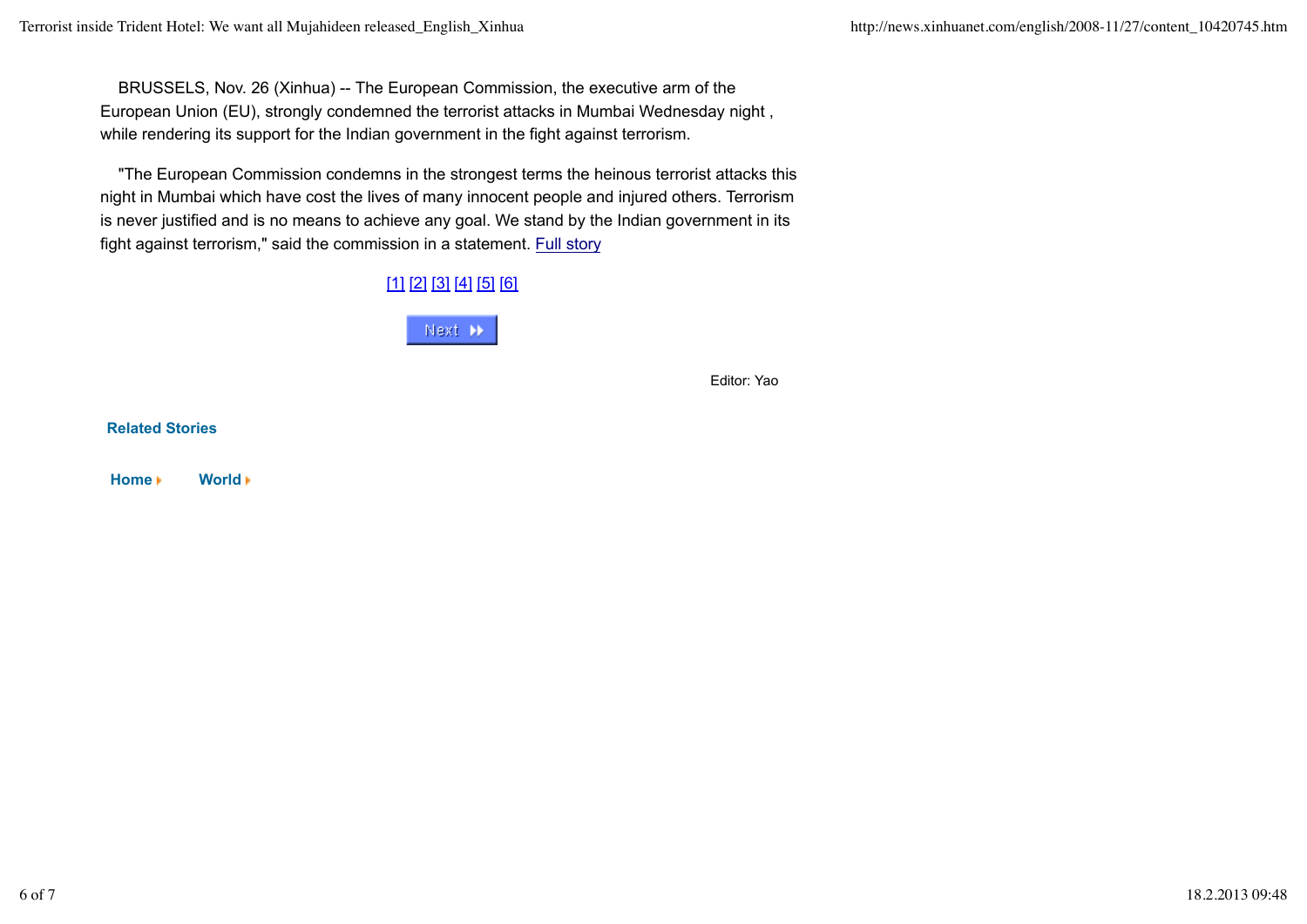BRUSSELS, Nov. 26 (Xinhua) -- The European Commission, the executive arm of the European Union (EU), strongly condemned the terrorist attacks in Mumbai Wednesday night , while rendering its support for the Indian government in the fight against terrorism.

"The European Commission condemns in the strongest terms the heinous terrorist attacks this night in Mumbai which have cost the lives of many innocent people and injured others. Terrorism is never justified and is no means to achieve any goal. We stand by the Indian government in its fight against terrorism," said the commission in a statement. Full story

[1] [2] [3] [4] [5] [6]

Next

Editor: Yao

**Related Stories**

**Home** **World**